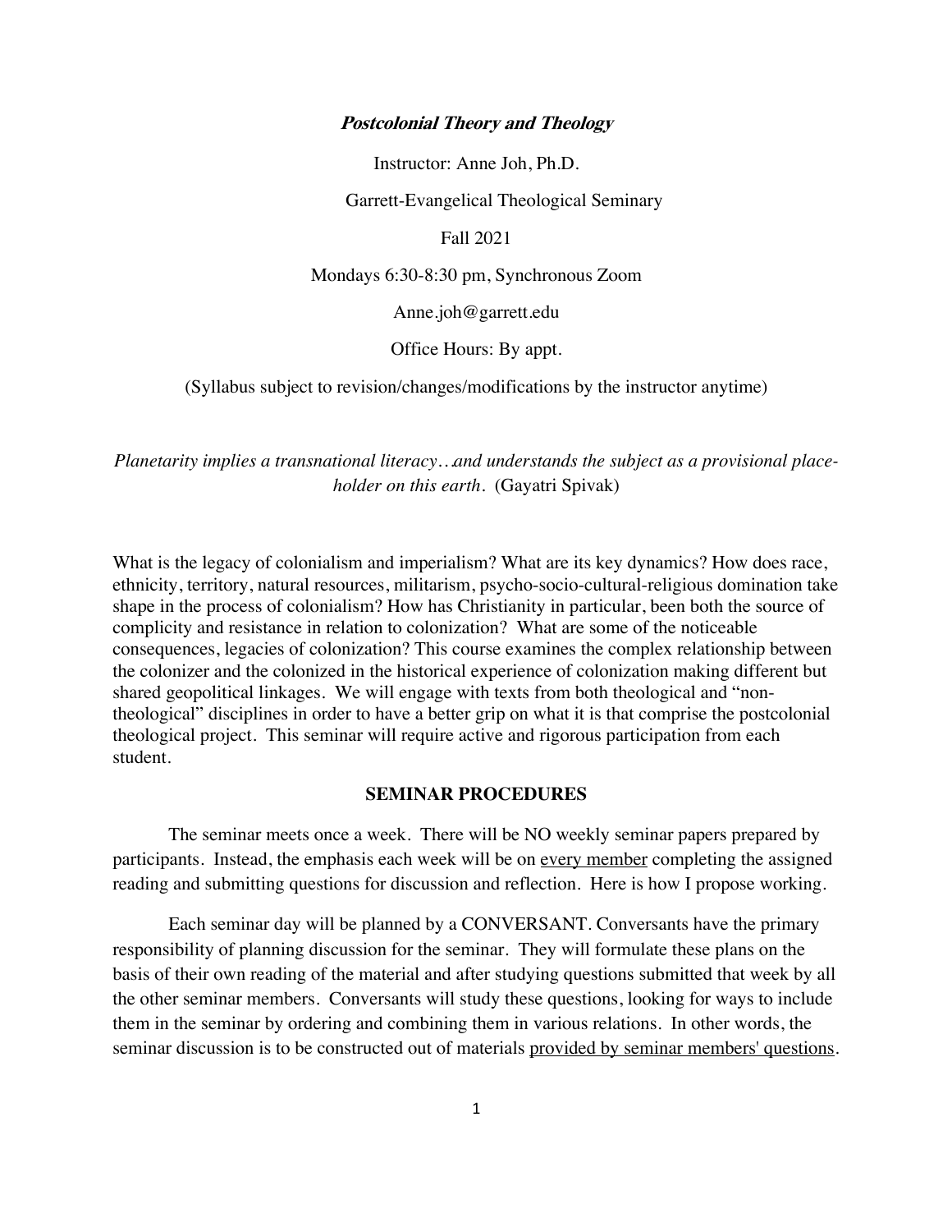***Postcolonial Theory and Theology***

Instructor: Anne Joh, Ph.D.

Garrett-Evangelical Theological Seminary

Fall 2021

Mondays 6:30-8:30 pm, Synchronous Zoom

Anne.joh@garrett.edu

Office Hours: By appt.

(Syllabus subject to revision/changes/modifications by the instructor anytime)

*Planetarity implies a transnational literacy…and understands the subject as a provisional place-holder on this earth*. (Gayatri Spivak)

What is the legacy of colonialism and imperialism? What are its key dynamics? How does race, ethnicity, territory, natural resources, militarism, psycho-socio-cultural-religious domination take shape in the process of colonialism? How has Christianity in particular, been both the source of complicity and resistance in relation to colonization? What are some of the noticeable consequences, legacies of colonization? This course examines the complex relationship between the colonizer and the colonized in the historical experience of colonization making different but shared geopolitical linkages. We will engage with texts from both theological and "non-theological" disciplines in order to have a better grip on what it is that comprise the postcolonial theological project. This seminar will require active and rigorous participation from each student.

## SEMINAR PROCEDURES

The seminar meets once a week. There will be NO weekly seminar papers prepared by participants. Instead, the emphasis each week will be on <u>every member</u> completing the assigned reading and submitting questions for discussion and reflection. Here is how I propose working.

Each seminar day will be planned by a CONVERSANT. Conversants have the primary responsibility of planning discussion for the seminar. They will formulate these plans on the basis of their own reading of the material and after studying questions submitted that week by all the other seminar members. Conversants will study these questions, looking for ways to include them in the seminar by ordering and combining them in various relations. In other words, the seminar discussion is to be constructed out of materials <u>provided by seminar members' questions</u>.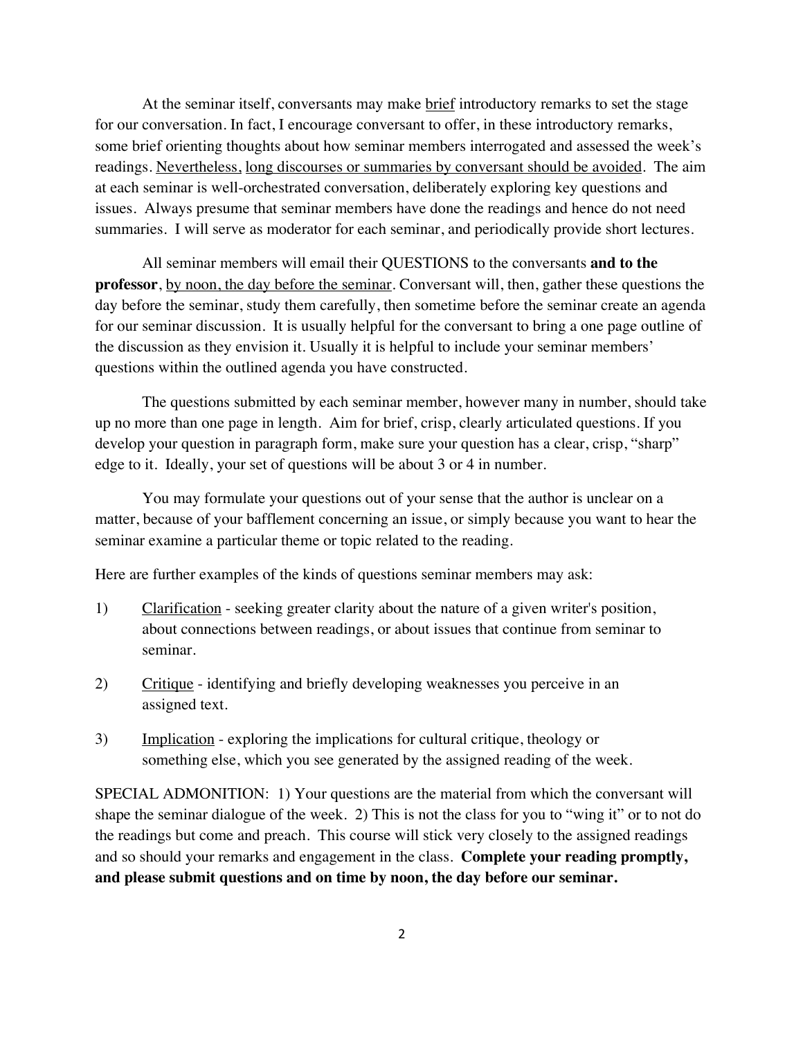At the seminar itself, conversants may make <u>brief</u> introductory remarks to set the stage for our conversation. In fact, I encourage conversant to offer, in these introductory remarks, some brief orienting thoughts about how seminar members interrogated and assessed the week's readings. <u>Nevertheless,</u> <u>long discourses or summaries by conversant should be avoided</u>. The aim at each seminar is well-orchestrated conversation, deliberately exploring key questions and issues. Always presume that seminar members have done the readings and hence do not need summaries. I will serve as moderator for each seminar, and periodically provide short lectures.

All seminar members will email their QUESTIONS to the conversants **and to the professor**, <u>by noon, the day before the seminar</u>. Conversant will, then, gather these questions the day before the seminar, study them carefully, then sometime before the seminar create an agenda for our seminar discussion. It is usually helpful for the conversant to bring a one page outline of the discussion as they envision it. Usually it is helpful to include your seminar members' questions within the outlined agenda you have constructed.

The questions submitted by each seminar member, however many in number, should take up no more than one page in length. Aim for brief, crisp, clearly articulated questions. If you develop your question in paragraph form, make sure your question has a clear, crisp, "sharp" edge to it. Ideally, your set of questions will be about 3 or 4 in number.

You may formulate your questions out of your sense that the author is unclear on a matter, because of your bafflement concerning an issue, or simply because you want to hear the seminar examine a particular theme or topic related to the reading.

Here are further examples of the kinds of questions seminar members may ask:

1) <u>Clarification</u> - seeking greater clarity about the nature of a given writer's position, about connections between readings, or about issues that continue from seminar to seminar.

2) <u>Critique</u> - identifying and briefly developing weaknesses you perceive in an assigned text.

3) <u>Implication</u> - exploring the implications for cultural critique, theology or something else, which you see generated by the assigned reading of the week.

SPECIAL ADMONITION: 1) Your questions are the material from which the conversant will shape the seminar dialogue of the week. 2) This is not the class for you to "wing it" or to not do the readings but come and preach. This course will stick very closely to the assigned readings and so should your remarks and engagement in the class. **Complete your reading promptly, and please submit questions and on time by noon, the day before our seminar.**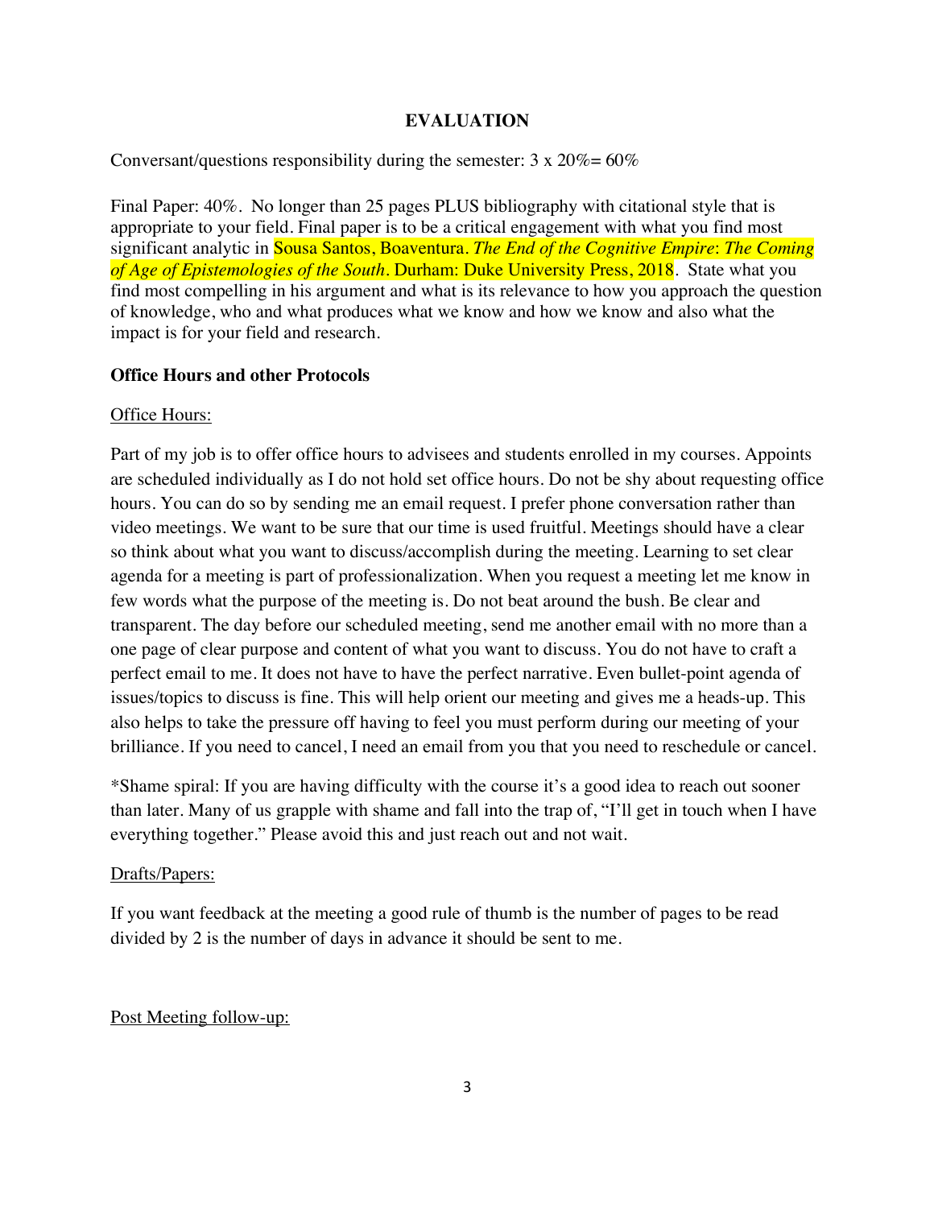## EVALUATION

Conversant/questions responsibility during the semester: 3 x 20%= 60%

Final Paper: 40%. No longer than 25 pages PLUS bibliography with citational style that is appropriate to your field. Final paper is to be a critical engagement with what you find most significant analytic in Sousa Santos, Boaventura. *The End of the Cognitive Empire*: *The Coming of Age of Epistemologies of the South*. Durham: Duke University Press, 2018. State what you find most compelling in his argument and what is its relevance to how you approach the question of knowledge, who and what produces what we know and how we know and also what the impact is for your field and research.

### Office Hours and other Protocols

Office Hours:

Part of my job is to offer office hours to advisees and students enrolled in my courses. Appoints are scheduled individually as I do not hold set office hours. Do not be shy about requesting office hours. You can do so by sending me an email request. I prefer phone conversation rather than video meetings. We want to be sure that our time is used fruitful. Meetings should have a clear so think about what you want to discuss/accomplish during the meeting. Learning to set clear agenda for a meeting is part of professionalization. When you request a meeting let me know in few words what the purpose of the meeting is. Do not beat around the bush. Be clear and transparent. The day before our scheduled meeting, send me another email with no more than a one page of clear purpose and content of what you want to discuss. You do not have to craft a perfect email to me. It does not have to have the perfect narrative. Even bullet-point agenda of issues/topics to discuss is fine. This will help orient our meeting and gives me a heads-up. This also helps to take the pressure off having to feel you must perform during our meeting of your brilliance. If you need to cancel, I need an email from you that you need to reschedule or cancel.

*Shame spiral: If you are having difficulty with the course it's a good idea to reach out sooner than later. Many of us grapple with shame and fall into the trap of, "I'll get in touch when I have everything together." Please avoid this and just reach out and not wait.

Drafts/Papers:

If you want feedback at the meeting a good rule of thumb is the number of pages to be read divided by 2 is the number of days in advance it should be sent to me.

Post Meeting follow-up: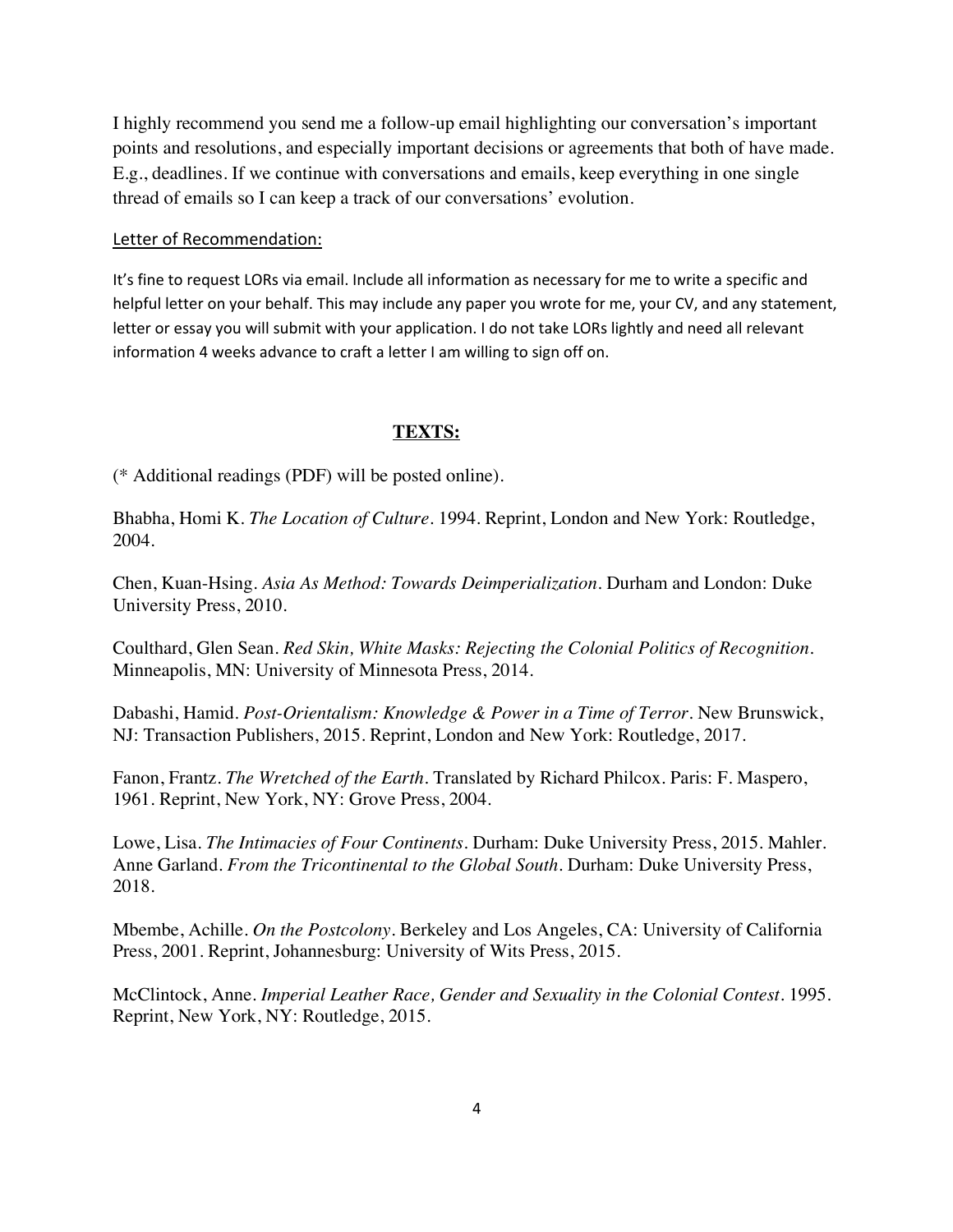I highly recommend you send me a follow-up email highlighting our conversation's important points and resolutions, and especially important decisions or agreements that both of have made. E.g., deadlines. If we continue with conversations and emails, keep everything in one single thread of emails so I can keep a track of our conversations' evolution.

Letter of Recommendation:

It's fine to request LORs via email. Include all information as necessary for me to write a specific and helpful letter on your behalf. This may include any paper you wrote for me, your CV, and any statement, letter or essay you will submit with your application. I do not take LORs lightly and need all relevant information 4 weeks advance to craft a letter I am willing to sign off on.

## **TEXTS:**

(* Additional readings (PDF) will be posted online).

Bhabha, Homi K. *The Location of Culture*. 1994. Reprint, London and New York: Routledge, 2004.

Chen, Kuan-Hsing. *Asia As Method: Towards Deimperialization*. Durham and London: Duke University Press, 2010.

Coulthard, Glen Sean. *Red Skin, White Masks: Rejecting the Colonial Politics of Recognition*. Minneapolis, MN: University of Minnesota Press, 2014.

Dabashi, Hamid. *Post-Orientalism: Knowledge & Power in a Time of Terror*. New Brunswick, NJ: Transaction Publishers, 2015. Reprint, London and New York: Routledge, 2017.

Fanon, Frantz. *The Wretched of the Earth*. Translated by Richard Philcox. Paris: F. Maspero, 1961. Reprint, New York, NY: Grove Press, 2004.

Lowe, Lisa. *The Intimacies of Four Continents*. Durham: Duke University Press, 2015. Mahler. Anne Garland. *From the Tricontinental to the Global South*. Durham: Duke University Press, 2018.

Mbembe, Achille. *On the Postcolony*. Berkeley and Los Angeles, CA: University of California Press, 2001. Reprint, Johannesburg: University of Wits Press, 2015.

McClintock, Anne. *Imperial Leather Race, Gender and Sexuality in the Colonial Contest*. 1995. Reprint, New York, NY: Routledge, 2015.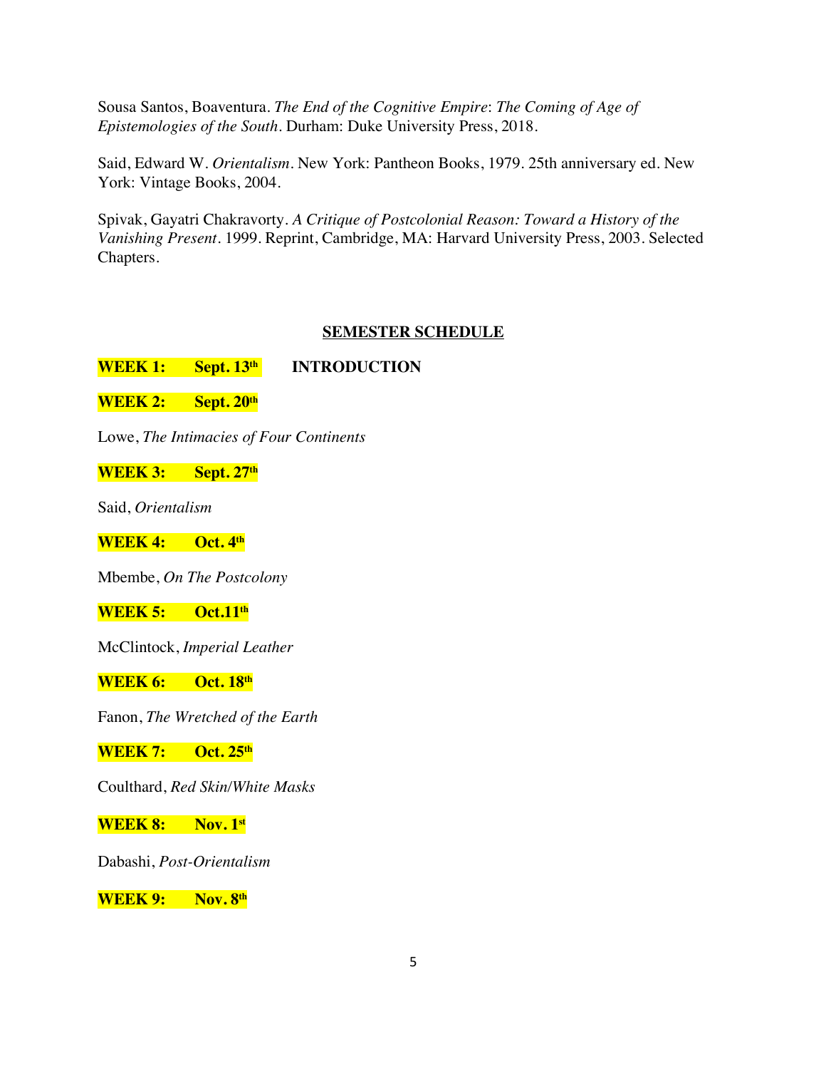Sousa Santos, Boaventura. *The End of the Cognitive Empire*: *The Coming of Age of Epistemologies of the South*. Durham: Duke University Press, 2018.

Said, Edward W. *Orientalism*. New York: Pantheon Books, 1979. 25th anniversary ed. New York: Vintage Books, 2004.

Spivak, Gayatri Chakravorty. *A Critique of Postcolonial Reason: Toward a History of the Vanishing Present*. 1999. Reprint, Cambridge, MA: Harvard University Press, 2003. Selected Chapters.

## SEMESTER SCHEDULE

**WEEK 1: Sept. 13th** **INTRODUCTION**

**WEEK 2: Sept. 20th**

Lowe, *The Intimacies of Four Continents*

**WEEK 3: Sept. 27th**

Said, *Orientalism*

**WEEK 4: Oct. 4th**

Mbembe, *On The Postcolony*

**WEEK 5: Oct.11th**

McClintock, *Imperial Leather*

**WEEK 6: Oct. 18th**

Fanon, *The Wretched of the Earth*

**WEEK 7: Oct. 25th**

Coulthard, *Red Skin/White Masks*

**WEEK 8: Nov. 1st**

Dabashi, *Post-Orientalism*

**WEEK 9: Nov. 8th**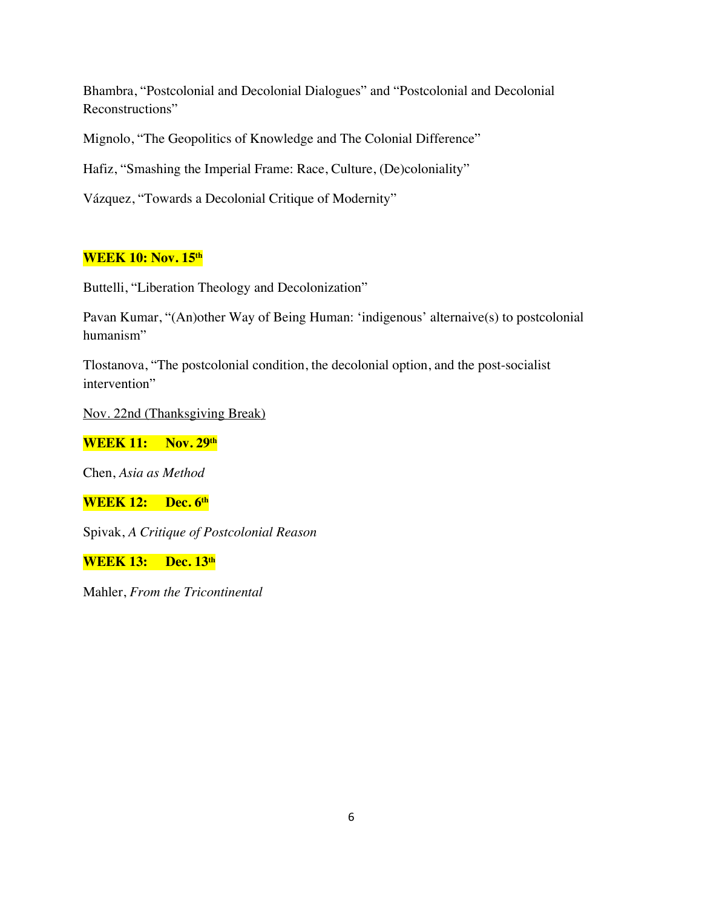Bhambra, "Postcolonial and Decolonial Dialogues" and "Postcolonial and Decolonial Reconstructions"

Mignolo, "The Geopolitics of Knowledge and The Colonial Difference"

Hafiz, "Smashing the Imperial Frame: Race, Culture, (De)coloniality"

Vázquez, "Towards a Decolonial Critique of Modernity"

**WEEK 10: Nov. 15th**

Buttelli, "Liberation Theology and Decolonization"

Pavan Kumar, "(An)other Way of Being Human: 'indigenous' alternaive(s) to postcolonial humanism"

Tlostanova, "The postcolonial condition, the decolonial option, and the post-socialist intervention"

Nov. 22nd (Thanksgiving Break)

**WEEK 11: Nov. 29th**

Chen, *Asia as Method*

**WEEK 12: Dec. 6th**

Spivak, *A Critique of Postcolonial Reason*

**WEEK 13: Dec. 13th**

Mahler, *From the Tricontinental*